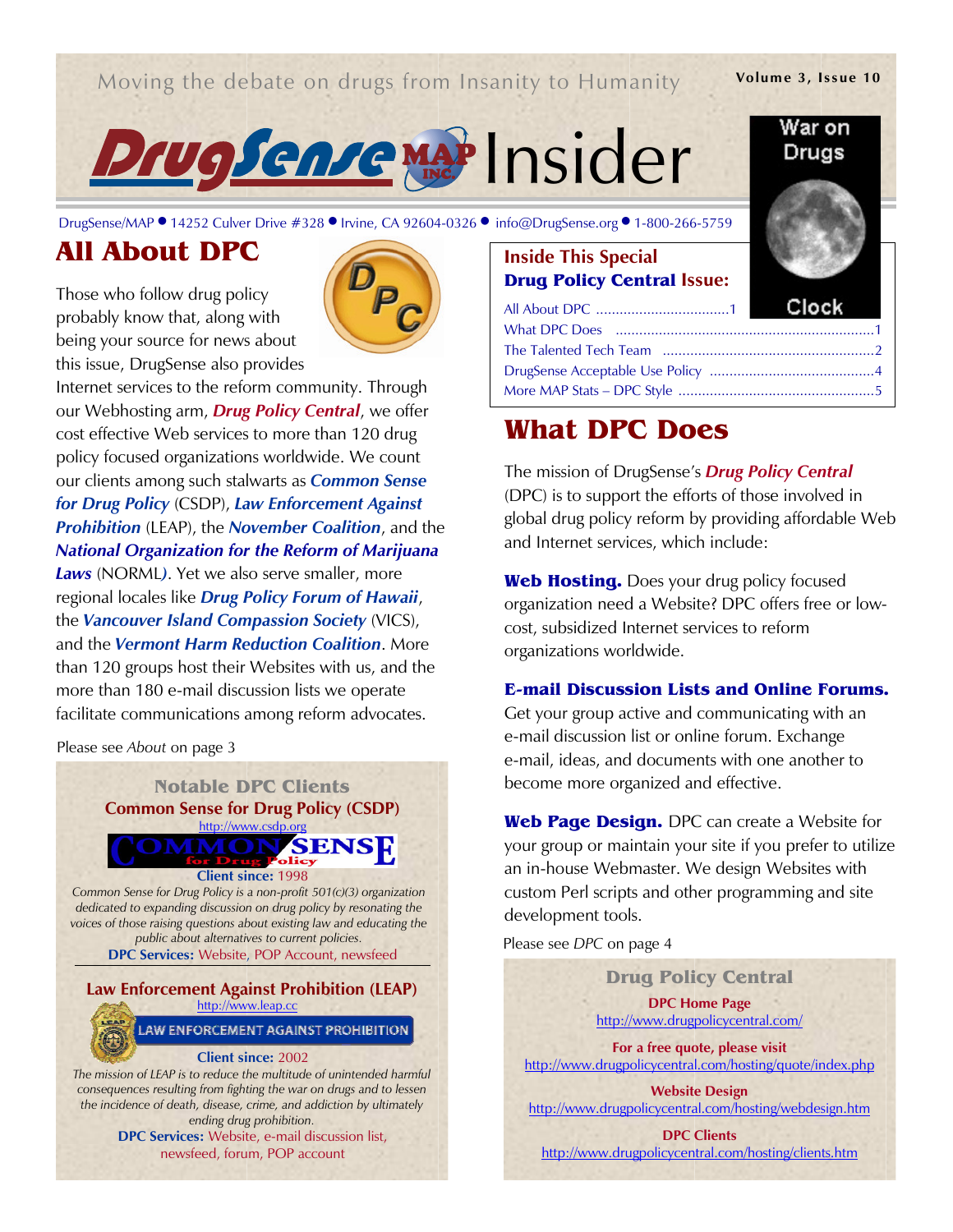Moving the debate on drugs from Insanity to Humanity

# DrugSense MAP Insider

DrugSense/MAP • 14252 Culver Drive #328 • Irvine, CA 92604-0326 • info@DrugSense.org • 1-800-266-5759

War on Drugs Clock

## All About DPC

Those who follow drug policy probably know that, along with being your source for news about this issue, DrugSense also provides Internet services to the reform community. Through our Webhosting arm, ***Drug Policy Central***, we offer cost effective Web services to more than 120 drug policy focused organizations worldwide. We count our clients among such stalwarts as ***Common Sense for Drug Policy*** (CSDP), ***Law Enforcement Against Prohibition*** (LEAP), the ***November Coalition***, and the ***National Organization for the Reform of Marijuana Laws*** (NORML). Yet we also serve smaller, more regional locales like ***Drug Policy Forum of Hawaii***, the ***Vancouver Island Compassion Society*** (VICS), and the ***Vermont Harm Reduction Coalition***. More than 120 groups host their Websites with us, and the more than 180 e-mail discussion lists we operate facilitate communications among reform advocates.

Please see *About* on page 3

### Notable DPC Clients

**Common Sense for Drug Policy (CSDP)**
http://www.csdp.org

**Client since:** 1998

*Common Sense for Drug Policy is a non-profit 501(c)(3) organization dedicated to expanding discussion on drug policy by resonating the voices of those raising questions about existing law and educating the public about alternatives to current policies.*

**DPC Services:** Website, POP Account, newsfeed

**Law Enforcement Against Prohibition (LEAP)**
http://www.leap.cc

**Client since:** 2002

*The mission of LEAP is to reduce the multitude of unintended harmful consequences resulting from fighting the war on drugs and to lessen the incidence of death, disease, crime, and addiction by ultimately ending drug prohibition.*

**DPC Services:** Website, e-mail discussion list, newsfeed, forum, POP account

### Inside This Special Drug Policy Central Issue:

- All About DPC ..... 1
- What DPC Does ..... 1
- The Talented Tech Team ..... 2
- DrugSense Acceptable Use Policy ..... 4
- More MAP Stats – DPC Style ..... 5

## What DPC Does

The mission of DrugSense's ***Drug Policy Central*** (DPC) is to support the efforts of those involved in global drug policy reform by providing affordable Web and Internet services, which include:

**Web Hosting.** Does your drug policy focused organization need a Website? DPC offers free or low-cost, subsidized Internet services to reform organizations worldwide.

**E-mail Discussion Lists and Online Forums.** Get your group active and communicating with an e-mail discussion list or online forum. Exchange e-mail, ideas, and documents with one another to become more organized and effective.

**Web Page Design.** DPC can create a Website for your group or maintain your site if you prefer to utilize an in-house Webmaster. We design Websites with custom Perl scripts and other programming and site development tools.

Please see *DPC* on page 4

### Drug Policy Central

**DPC Home Page**
http://www.drugpolicycentral.com/

**For a free quote, please visit**
http://www.drugpolicycentral.com/hosting/quote/index.php

**Website Design**
http://www.drugpolicycentral.com/hosting/webdesign.htm

**DPC Clients**
http://www.drugpolicycentral.com/hosting/clients.htm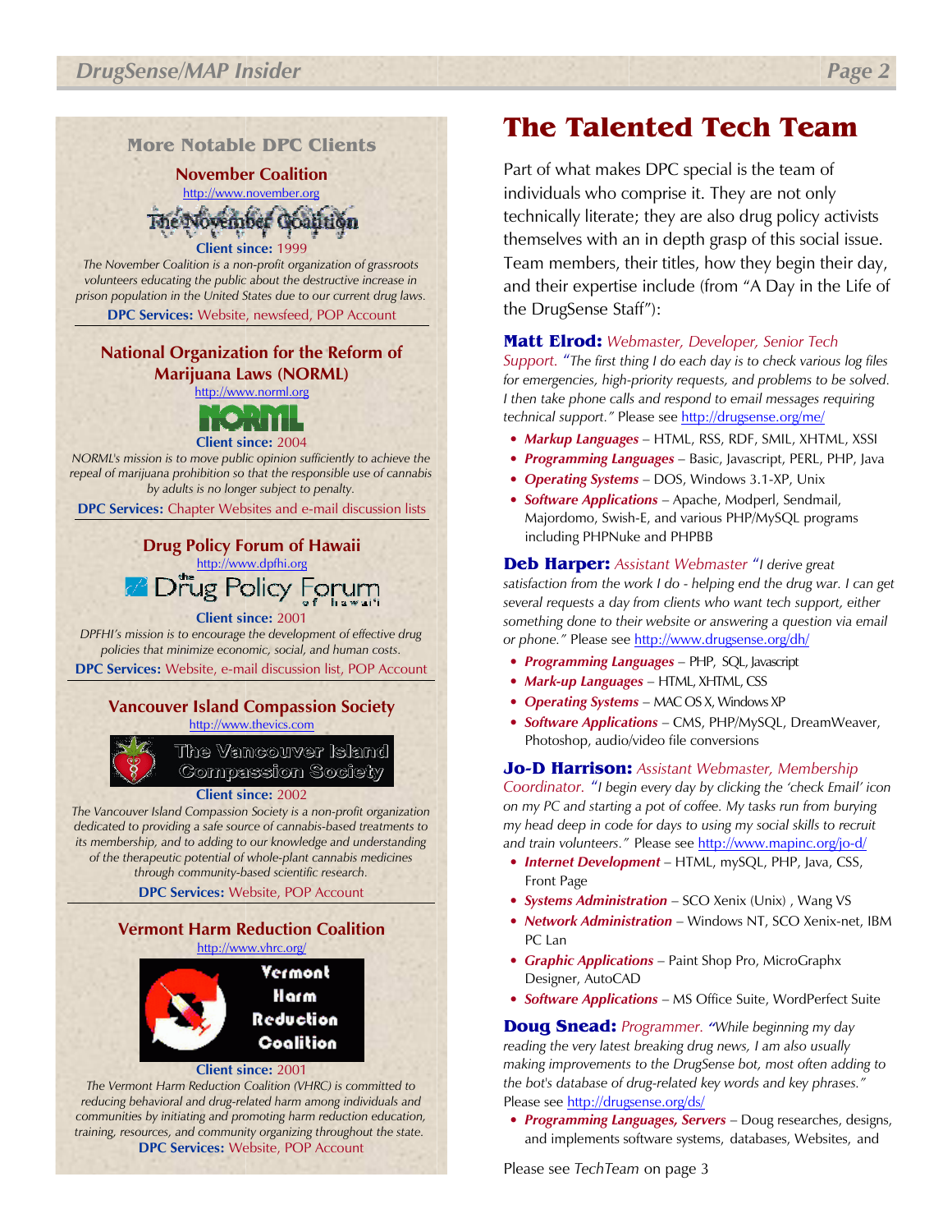## More Notable DPC Clients

### November Coalition

http://www.november.org

**Client since:** 1999

*The November Coalition is a non-profit organization of grassroots volunteers educating the public about the destructive increase in prison population in the United States due to our current drug laws.*

**DPC Services:** Website, newsfeed, POP Account

### National Organization for the Reform of Marijuana Laws (NORML)

http://www.norml.org

**Client since:** 2004

*NORML's mission is to move public opinion sufficiently to achieve the repeal of marijuana prohibition so that the responsible use of cannabis by adults is no longer subject to penalty.*

**DPC Services:** Chapter Websites and e-mail discussion lists

### Drug Policy Forum of Hawaii

http://www.dpfhi.org

**Client since:** 2001

*DPFHI's mission is to encourage the development of effective drug policies that minimize economic, social, and human costs.*

**DPC Services:** Website, e-mail discussion list, POP Account

### Vancouver Island Compassion Society

http://www.thevics.com

**Client since:** 2002

*The Vancouver Island Compassion Society is a non-profit organization dedicated to providing a safe source of cannabis-based treatments to its membership, and to adding to our knowledge and understanding of the therapeutic potential of whole-plant cannabis medicines through community-based scientific research.*

**DPC Services:** Website, POP Account

### Vermont Harm Reduction Coalition

http://www.vhrc.org/

**Client since:** 2001

*The Vermont Harm Reduction Coalition (VHRC) is committed to reducing behavioral and drug-related harm among individuals and communities by initiating and promoting harm reduction education, training, resources, and community organizing throughout the state.*

**DPC Services:** Website, POP Account

# The Talented Tech Team

Part of what makes DPC special is the team of individuals who comprise it. They are not only technically literate; they are also drug policy activists themselves with an in depth grasp of this social issue. Team members, their titles, how they begin their day, and their expertise include (from "A Day in the Life of the DrugSense Staff"):

**Matt Elrod:** *Webmaster, Developer, Senior Tech Support.* "*The first thing I do each day is to check various log files for emergencies, high-priority requests, and problems to be solved. I then take phone calls and respond to email messages requiring technical support.*" Please see http://drugsense.org/me/

- ***Markup Languages*** – HTML, RSS, RDF, SMIL, XHTML, XSSI
- ***Programming Languages*** – Basic, Javascript, PERL, PHP, Java
- ***Operating Systems*** – DOS, Windows 3.1-XP, Unix
- ***Software Applications*** – Apache, Modperl, Sendmail, Majordomo, Swish-E, and various PHP/MySQL programs including PHPNuke and PHPBB

**Deb Harper:** *Assistant Webmaster* "*I derive great satisfaction from the work I do - helping end the drug war. I can get several requests a day from clients who want tech support, either something done to their website or answering a question via email or phone.*" Please see http://www.drugsense.org/dh/

- ***Programming Languages*** – PHP, SQL, Javascript
- ***Mark-up Languages*** – HTML, XHTML, CSS
- ***Operating Systems*** – MAC OS X, Windows XP
- ***Software Applications*** – CMS, PHP/MySQL, DreamWeaver, Photoshop, audio/video file conversions

**Jo-D Harrison:** *Assistant Webmaster, Membership Coordinator.* "*I begin every day by clicking the 'check Email' icon on my PC and starting a pot of coffee. My tasks run from burying my head deep in code for days to using my social skills to recruit and train volunteers.*" Please see http://www.mapinc.org/jo-d/

- ***Internet Development*** – HTML, mySQL, PHP, Java, CSS, Front Page
- ***Systems Administration*** – SCO Xenix (Unix) , Wang VS
- ***Network Administration*** – Windows NT, SCO Xenix-net, IBM PC Lan
- ***Graphic Applications*** – Paint Shop Pro, MicroGraphx Designer, AutoCAD
- ***Software Applications*** – MS Office Suite, WordPerfect Suite

**Doug Snead:** *Programmer.* "*While beginning my day reading the very latest breaking drug news, I am also usually making improvements to the DrugSense bot, most often adding to the bot's database of drug-related key words and key phrases.*" Please see http://drugsense.org/ds/

- ***Programming Languages, Servers*** – Doug researches, designs, and implements software systems, databases, Websites, and

Please see *TechTeam* on page 3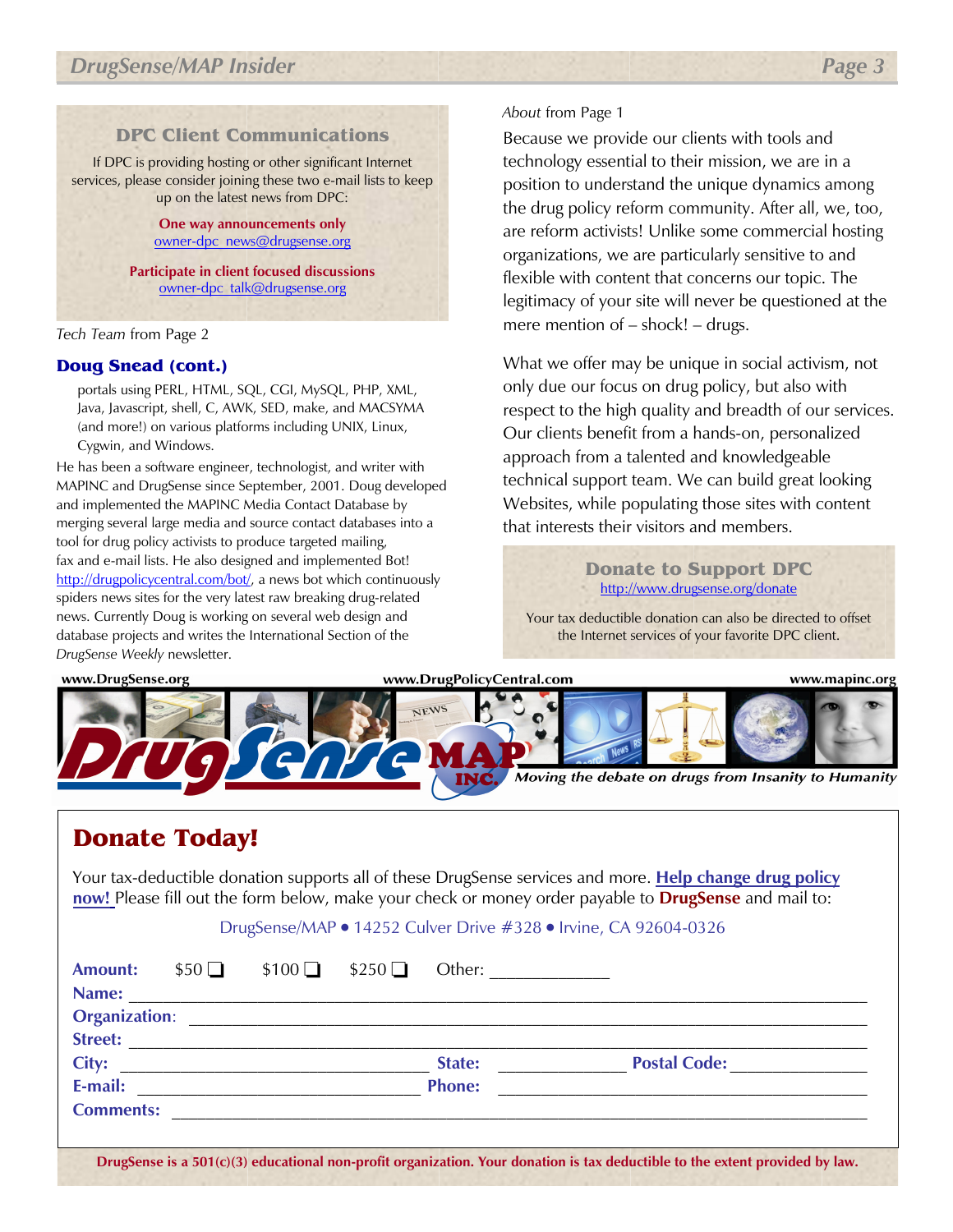## DPC Client Communications

If DPC is providing hosting or other significant Internet services, please consider joining these two e-mail lists to keep up on the latest news from DPC:

**One way announcements only**
owner-dpc_news@drugsense.org

**Participate in client focused discussions**
owner-dpc_talk@drugsense.org

*Tech Team* from Page 2

### Doug Snead (cont.)

portals using PERL, HTML, SQL, CGI, MySQL, PHP, XML, Java, Javascript, shell, C, AWK, SED, make, and MACSYMA (and more!) on various platforms including UNIX, Linux, Cygwin, and Windows.

He has been a software engineer, technologist, and writer with MAPINC and DrugSense since September, 2001. Doug developed and implemented the MAPINC Media Contact Database by merging several large media and source contact databases into a tool for drug policy activists to produce targeted mailing, fax and e-mail lists. He also designed and implemented Bot! http://drugpolicycentral.com/bot/, a news bot which continuously spiders news sites for the very latest raw breaking drug-related news. Currently Doug is working on several web design and database projects and writes the International Section of the *DrugSense Weekly* newsletter.

*About* from Page 1

Because we provide our clients with tools and technology essential to their mission, we are in a position to understand the unique dynamics among the drug policy reform community. After all, we, too, are reform activists! Unlike some commercial hosting organizations, we are particularly sensitive to and flexible with content that concerns our topic. The legitimacy of your site will never be questioned at the mere mention of – shock! – drugs.

What we offer may be unique in social activism, not only due our focus on drug policy, but also with respect to the high quality and breadth of our services. Our clients benefit from a hands-on, personalized approach from a talented and knowledgeable technical support team. We can build great looking Websites, while populating those sites with content that interests their visitors and members.

## Donate to Support DPC

http://www.drugsense.org/donate

Your tax deductible donation can also be directed to offset the Internet services of your favorite DPC client.

www.DrugSense.org www.DrugPolicyCentral.com www.mapinc.org

DrugSense MAP INC. *Moving the debate on drugs from Insanity to Humanity*

## Donate Today!

Your tax-deductible donation supports all of these DrugSense services and more. **Help change drug policy now!** Please fill out the form below, make your check or money order payable to **DrugSense** and mail to:

DrugSense/MAP • 14252 Culver Drive #328 • Irvine, CA 92604-0326

**Amount:** $50 ❑ $100 ❑ $250 ❑ Other: ____________

**Name:** ____________________

**Organization:** ____________________

**Street:** ____________________

**City:** ____________ **State:** ________ **Postal Code:** ________

**E-mail:** ____________ **Phone:** ____________

**Comments:** ____________________

**DrugSense is a 501(c)(3) educational non-profit organization. Your donation is tax deductible to the extent provided by law.**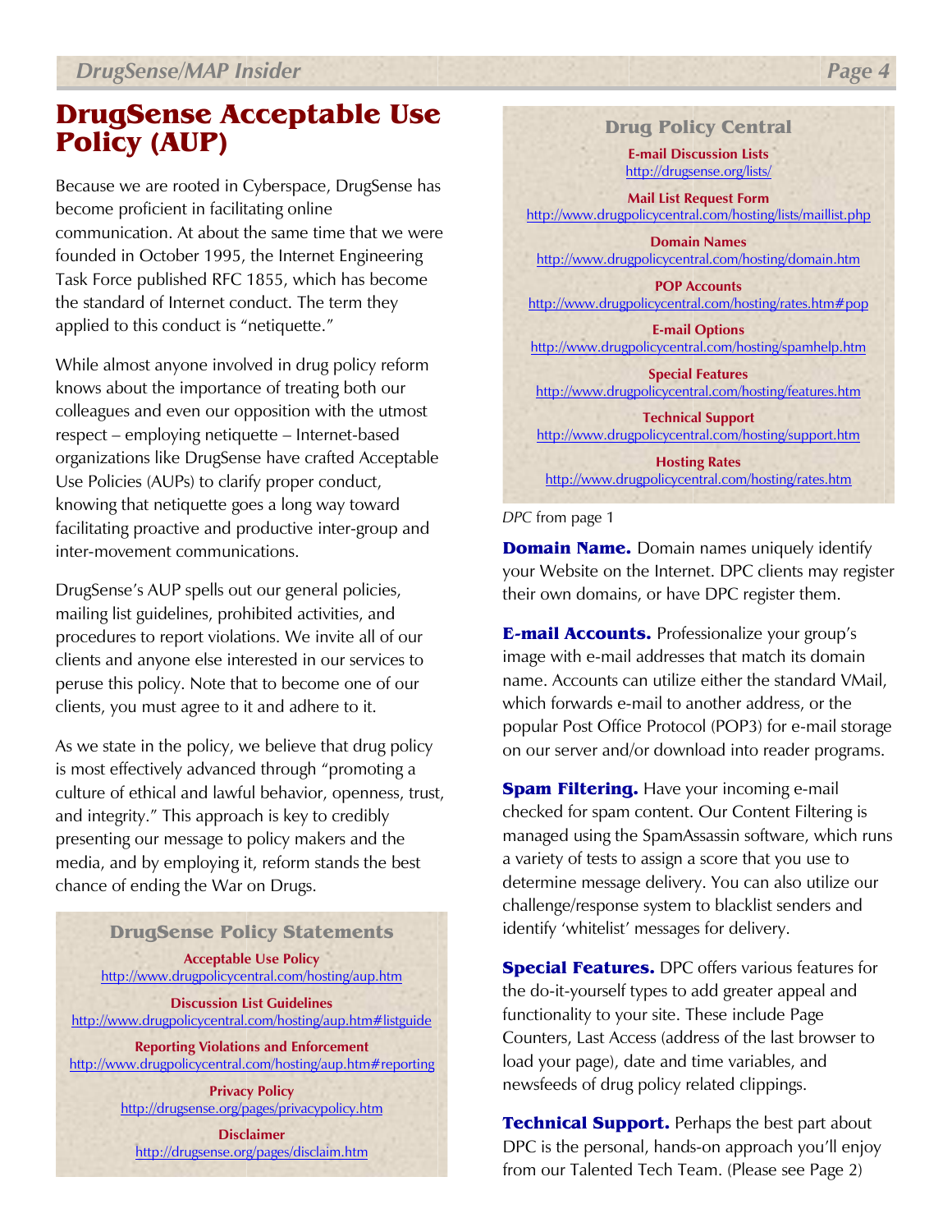# DrugSense Acceptable Use Policy (AUP)

Because we are rooted in Cyberspace, DrugSense has become proficient in facilitating online communication. At about the same time that we were founded in October 1995, the Internet Engineering Task Force published RFC 1855, which has become the standard of Internet conduct. The term they applied to this conduct is "netiquette."

While almost anyone involved in drug policy reform knows about the importance of treating both our colleagues and even our opposition with the utmost respect – employing netiquette – Internet-based organizations like DrugSense have crafted Acceptable Use Policies (AUPs) to clarify proper conduct, knowing that netiquette goes a long way toward facilitating proactive and productive inter-group and inter-movement communications.

DrugSense's AUP spells out our general policies, mailing list guidelines, prohibited activities, and procedures to report violations. We invite all of our clients and anyone else interested in our services to peruse this policy. Note that to become one of our clients, you must agree to it and adhere to it.

As we state in the policy, we believe that drug policy is most effectively advanced through "promoting a culture of ethical and lawful behavior, openness, trust, and integrity." This approach is key to credibly presenting our message to policy makers and the media, and by employing it, reform stands the best chance of ending the War on Drugs.

### DrugSense Policy Statements

**Acceptable Use Policy**
http://www.drugpolicycentral.com/hosting/aup.htm

**Discussion List Guidelines**
http://www.drugpolicycentral.com/hosting/aup.htm#listguide

**Reporting Violations and Enforcement**
http://www.drugpolicycentral.com/hosting/aup.htm#reporting

**Privacy Policy**
http://drugsense.org/pages/privacypolicy.htm

**Disclaimer**
http://drugsense.org/pages/disclaim.htm

### Drug Policy Central

**E-mail Discussion Lists**
http://drugsense.org/lists/

**Mail List Request Form**
http://www.drugpolicycentral.com/hosting/lists/maillist.php

**Domain Names**
http://www.drugpolicycentral.com/hosting/domain.htm

**POP Accounts**
http://www.drugpolicycentral.com/hosting/rates.htm#pop

**E-mail Options**
http://www.drugpolicycentral.com/hosting/spamhelp.htm

**Special Features**
http://www.drugpolicycentral.com/hosting/features.htm

**Technical Support**
http://www.drugpolicycentral.com/hosting/support.htm

**Hosting Rates**
http://www.drugpolicycentral.com/hosting/rates.htm

*DPC* from page 1

**Domain Name.** Domain names uniquely identify your Website on the Internet. DPC clients may register their own domains, or have DPC register them.

**E-mail Accounts.** Professionalize your group's image with e-mail addresses that match its domain name. Accounts can utilize either the standard VMail, which forwards e-mail to another address, or the popular Post Office Protocol (POP3) for e-mail storage on our server and/or download into reader programs.

**Spam Filtering.** Have your incoming e-mail checked for spam content. Our Content Filtering is managed using the SpamAssassin software, which runs a variety of tests to assign a score that you use to determine message delivery. You can also utilize our challenge/response system to blacklist senders and identify 'whitelist' messages for delivery.

**Special Features.** DPC offers various features for the do-it-yourself types to add greater appeal and functionality to your site. These include Page Counters, Last Access (address of the last browser to load your page), date and time variables, and newsfeeds of drug policy related clippings.

**Technical Support.** Perhaps the best part about DPC is the personal, hands-on approach you'll enjoy from our Talented Tech Team. (Please see Page 2)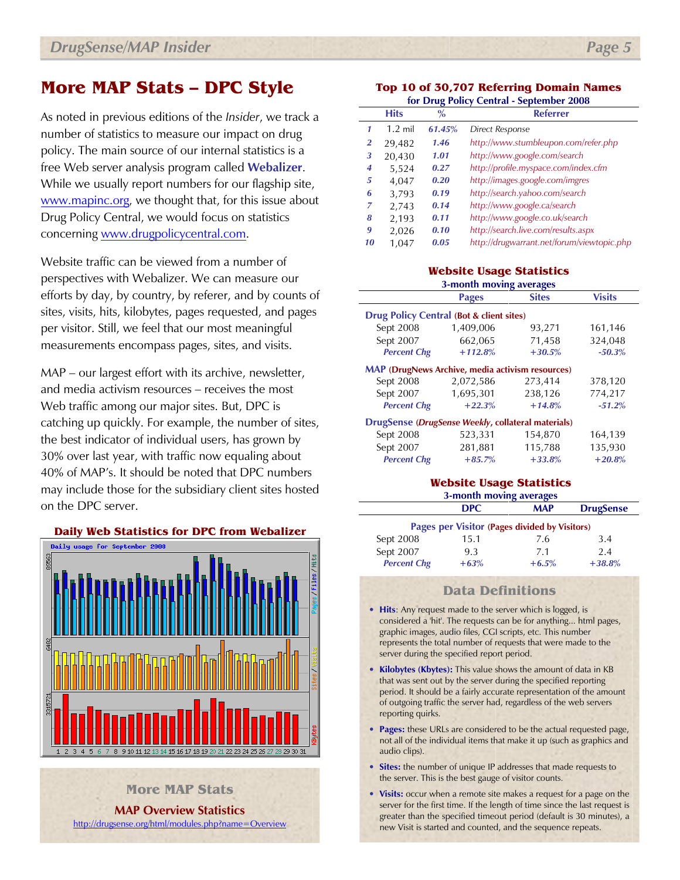# More MAP Stats – DPC Style

As noted in previous editions of the *Insider*, we track a number of statistics to measure our impact on drug policy. The main source of our internal statistics is a free Web server analysis program called **Webalizer**. While we usually report numbers for our flagship site, www.mapinc.org, we thought that, for this issue about Drug Policy Central, we would focus on statistics concerning www.drugpolicycentral.com.

Website traffic can be viewed from a number of perspectives with Webalizer. We can measure our efforts by day, by country, by referer, and by counts of sites, visits, hits, kilobytes, pages requested, and pages per visitor. Still, we feel that our most meaningful measurements encompass pages, sites, and visits.

MAP – our largest effort with its archive, newsletter, and media activism resources – receives the most Web traffic among our major sites. But, DPC is catching up quickly. For example, the number of sites, the best indicator of individual users, has grown by 30% over last year, with traffic now equaling about 40% of MAP's. It should be noted that DPC numbers may include those for the subsidiary client sites hosted on the DPC server.

**Daily Web Statistics for DPC from Webalizer**

## More MAP Stats

**MAP Overview Statistics**

http://drugsense.org/html/modules.php?name=Overview

### Top 10 of 30,707 Referring Domain Names

**for Drug Policy Central - September 2008**

| | Hits | % | Referrer |
|---|---|---|---|
| 1 | 1.2 mil | 61.45% | Direct Response |
| 2 | 29,482 | 1.46 | http://www.stumbleupon.com/refer.php |
| 3 | 20,430 | 1.01 | http://www.google.com/search |
| 4 | 5,524 | 0.27 | http://profile.myspace.com/index.cfm |
| 5 | 4,047 | 0.20 | http://images.google.com/imgres |
| 6 | 3,793 | 0.19 | http://search.yahoo.com/search |
| 7 | 2,743 | 0.14 | http://www.google.ca/search |
| 8 | 2,193 | 0.11 | http://www.google.co.uk/search |
| 9 | 2,026 | 0.10 | http://search.live.com/results.aspx |
| 10 | 1,047 | 0.05 | http://drugwarrant.net/forum/viewtopic.php |

### Website Usage Statistics

**3-month moving averages**

| | Pages | Sites | Visits |
|---|---|---|---|
| **Drug Policy Central (Bot & client sites)** | | | |
| Sept 2008 | 1,409,006 | 93,271 | 161,146 |
| Sept 2007 | 662,065 | 71,458 | 324,048 |
| *Percent Chg* | *+112.8%* | *+30.5%* | *-50.3%* |
| **MAP (DrugNews Archive, media activism resources)** | | | |
| Sept 2008 | 2,072,586 | 273,414 | 378,120 |
| Sept 2007 | 1,695,301 | 238,126 | 774,217 |
| *Percent Chg* | *+22.3%* | *+14.8%* | *-51.2%* |
| **DrugSense (*DrugSense Weekly*, collateral materials)** | | | |
| Sept 2008 | 523,331 | 154,870 | 164,139 |
| Sept 2007 | 281,881 | 115,788 | 135,930 |
| *Percent Chg* | *+85.7%* | *+33.8%* | *+20.8%* |

### Website Usage Statistics

**3-month moving averages**

| | DPC | MAP | DrugSense |
|---|---|---|---|
| **Pages per Visitor (Pages divided by Visitors)** | | | |
| Sept 2008 | 15.1 | 7.6 | 3.4 |
| Sept 2007 | 9.3 | 7.1 | 2.4 |
| *Percent Chg* | *+63%* | *+6.5%* | *+38.8%* |

## Data Definitions

- **Hits**: Any request made to the server which is logged, is considered a 'hit'. The requests can be for anything... html pages, graphic images, audio files, CGI scripts, etc. This number represents the total number of requests that were made to the server during the specified report period.
- **Kilobytes (Kbytes):** This value shows the amount of data in KB that was sent out by the server during the specified reporting period. It should be a fairly accurate representation of the amount of outgoing traffic the server had, regardless of the web servers reporting quirks.
- **Pages:** these URLs are considered to be the actual requested page, not all of the individual items that make it up (such as graphics and audio clips).
- **Sites:** the number of unique IP addresses that made requests to the server. This is the best gauge of visitor counts.
- **Visits:** occur when a remote site makes a request for a page on the server for the first time. If the length of time since the last request is greater than the specified timeout period (default is 30 minutes), a new Visit is started and counted, and the sequence repeats.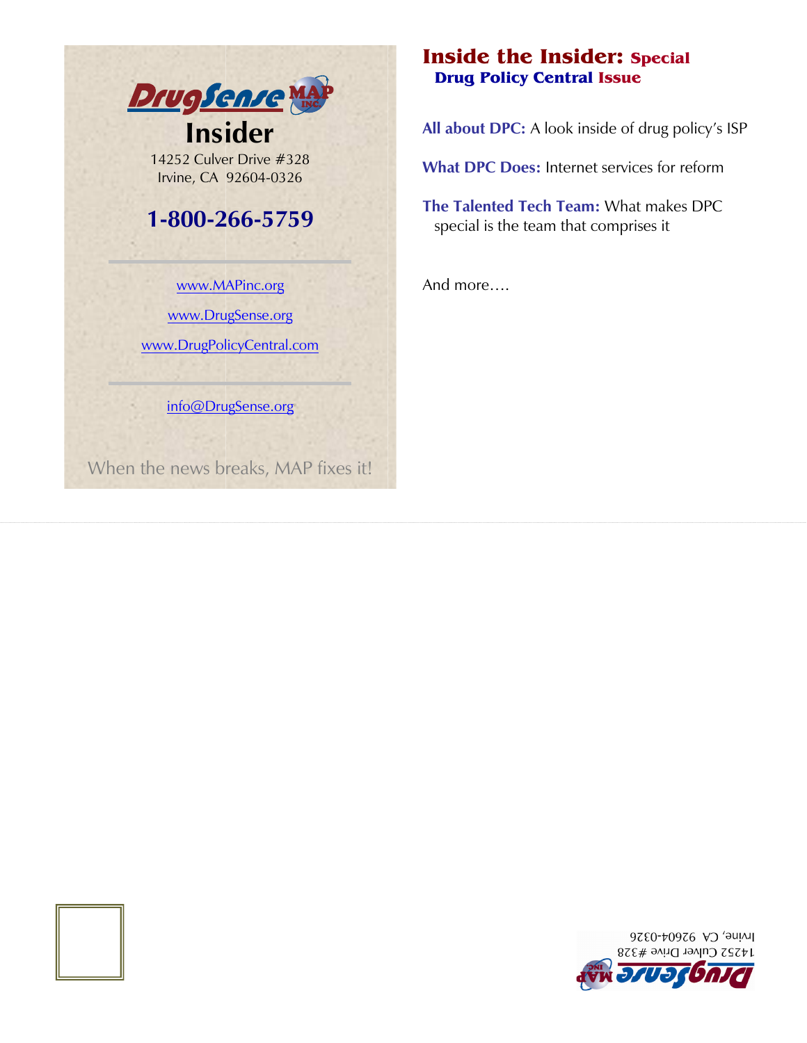DrugSense MAP INC.

**Insider**

14252 Culver Drive #328
Irvine, CA 92604-0326

**1-800-266-5759**

www.MAPinc.org

www.DrugSense.org

www.DrugPolicyCentral.com

info@DrugSense.org

When the news breaks, MAP fixes it!

## Inside the Insider: Special Drug Policy Central Issue

**All about DPC:** A look inside of drug policy's ISP

**What DPC Does:** Internet services for reform

**The Talented Tech Team:** What makes DPC special is the team that comprises it

And more….

DrugSense MAP INC.
14252 Culver Drive #328
Irvine, CA 92604-0326